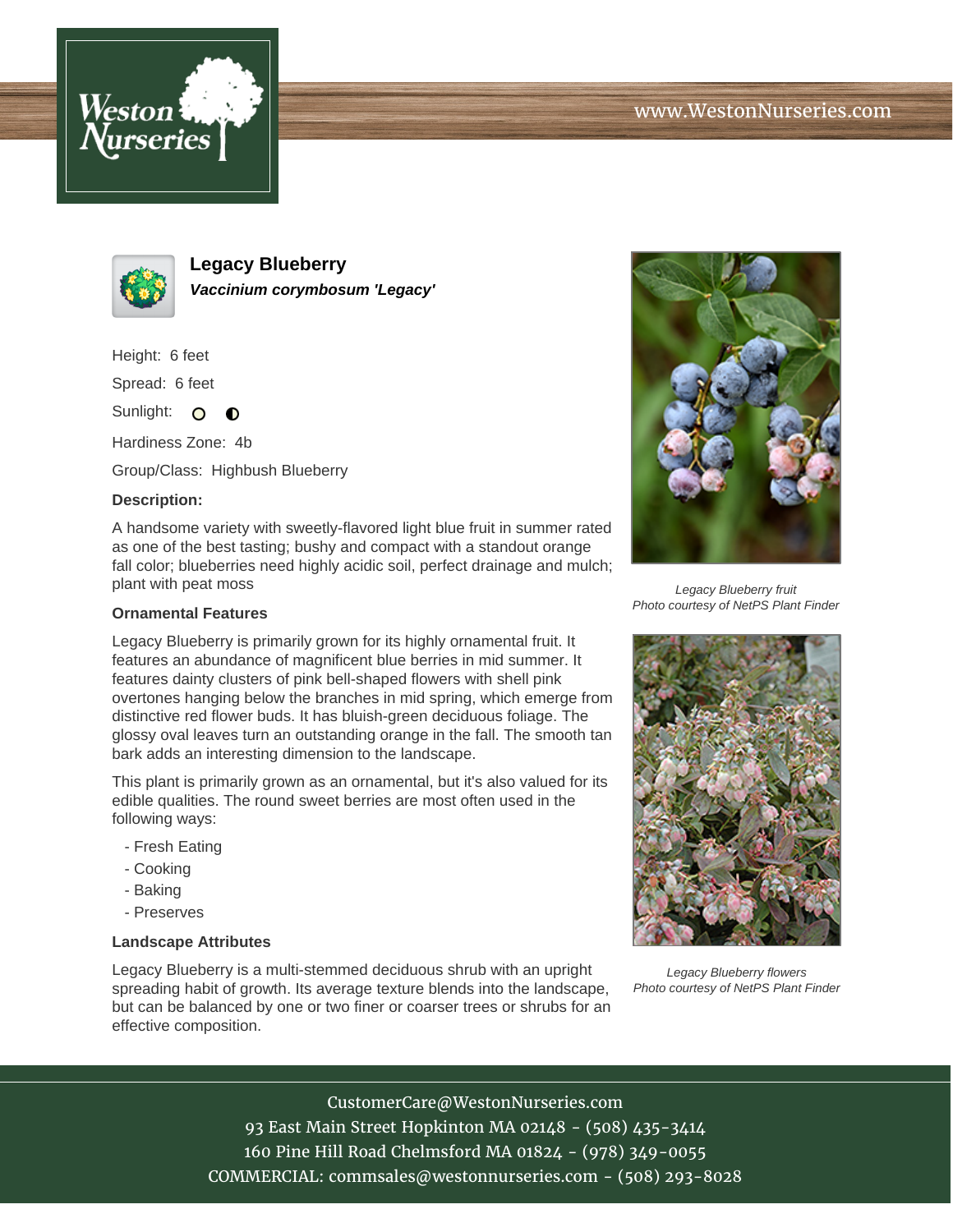# Legacy Blueberry

***Vaccinium corymbosum 'Legacy'***

Height: 6 feet

Spread: 6 feet

Sunlight:

Hardiness Zone: 4b

Group/Class: Highbush Blueberry

**Description:**

A handsome variety with sweetly-flavored light blue fruit in summer rated as one of the best tasting; bushy and compact with a standout orange fall color; blueberries need highly acidic soil, perfect drainage and mulch; plant with peat moss

### Ornamental Features

Legacy Blueberry is primarily grown for its highly ornamental fruit. It features an abundance of magnificent blue berries in mid summer. It features dainty clusters of pink bell-shaped flowers with shell pink overtones hanging below the branches in mid spring, which emerge from distinctive red flower buds. It has bluish-green deciduous foliage. The glossy oval leaves turn an outstanding orange in the fall. The smooth tan bark adds an interesting dimension to the landscape.

This plant is primarily grown as an ornamental, but it's also valued for its edible qualities. The round sweet berries are most often used in the following ways:

- Fresh Eating
- Cooking
- Baking
- Preserves

### Landscape Attributes

Legacy Blueberry is a multi-stemmed deciduous shrub with an upright spreading habit of growth. Its average texture blends into the landscape, but can be balanced by one or two finer or coarser trees or shrubs for an effective composition.

*Legacy Blueberry fruit*
*Photo courtesy of NetPS Plant Finder*

*Legacy Blueberry flowers*
*Photo courtesy of NetPS Plant Finder*

CustomerCare@WestonNurseries.com
93 East Main Street Hopkinton MA 02148 - (508) 435-3414
160 Pine Hill Road Chelmsford MA 01824 - (978) 349-0055
COMMERCIAL: commsales@westonnurseries.com - (508) 293-8028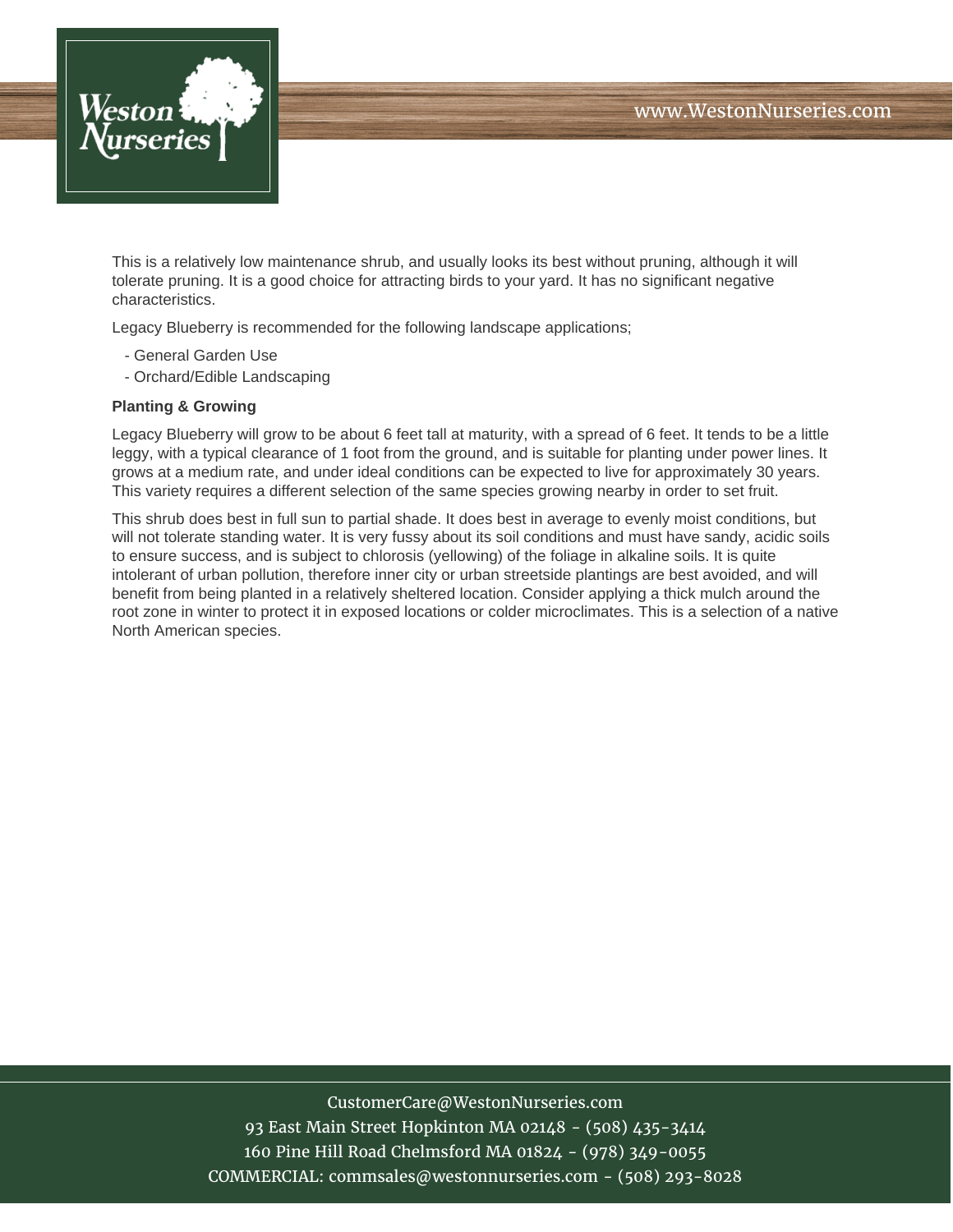This is a relatively low maintenance shrub, and usually looks its best without pruning, although it will tolerate pruning. It is a good choice for attracting birds to your yard. It has no significant negative characteristics.

Legacy Blueberry is recommended for the following landscape applications;

- General Garden Use
- Orchard/Edible Landscaping

**Planting & Growing**

Legacy Blueberry will grow to be about 6 feet tall at maturity, with a spread of 6 feet. It tends to be a little leggy, with a typical clearance of 1 foot from the ground, and is suitable for planting under power lines. It grows at a medium rate, and under ideal conditions can be expected to live for approximately 30 years. This variety requires a different selection of the same species growing nearby in order to set fruit.

This shrub does best in full sun to partial shade. It does best in average to evenly moist conditions, but will not tolerate standing water. It is very fussy about its soil conditions and must have sandy, acidic soils to ensure success, and is subject to chlorosis (yellowing) of the foliage in alkaline soils. It is quite intolerant of urban pollution, therefore inner city or urban streetside plantings are best avoided, and will benefit from being planted in a relatively sheltered location. Consider applying a thick mulch around the root zone in winter to protect it in exposed locations or colder microclimates. This is a selection of a native North American species.